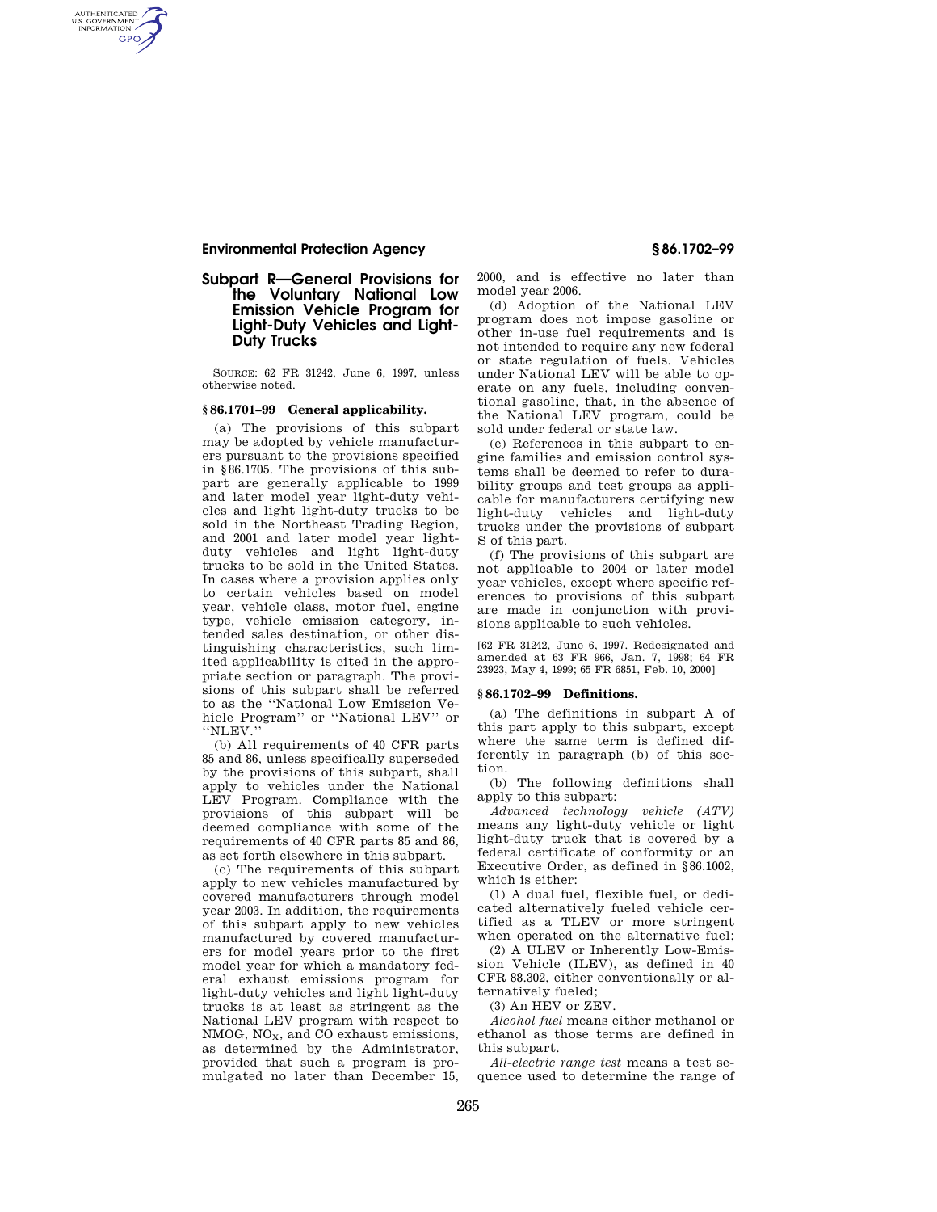## Subpart R—General Provisions for the Voluntary National Low Emission Vehicle Program for Light-Duty Vehicles and Light-Duty Trucks

SOURCE: 62 FR 31242, June 6, 1997, unless otherwise noted.

### § 86.1701–99 General applicability.

(a) The provisions of this subpart may be adopted by vehicle manufacturers pursuant to the provisions specified in §86.1705. The provisions of this subpart are generally applicable to 1999 and later model year light-duty vehicles and light light-duty trucks to be sold in the Northeast Trading Region, and 2001 and later model year light-duty vehicles and light light-duty trucks to be sold in the United States. In cases where a provision applies only to certain vehicles based on model year, vehicle class, motor fuel, engine type, vehicle emission category, intended sales destination, or other distinguishing characteristics, such limited applicability is cited in the appropriate section or paragraph. The provisions of this subpart shall be referred to as the ''National Low Emission Vehicle Program'' or ''National LEV'' or ''NLEV.''

(b) All requirements of 40 CFR parts 85 and 86, unless specifically superseded by the provisions of this subpart, shall apply to vehicles under the National LEV Program. Compliance with the provisions of this subpart will be deemed compliance with some of the requirements of 40 CFR parts 85 and 86, as set forth elsewhere in this subpart.

(c) The requirements of this subpart apply to new vehicles manufactured by covered manufacturers through model year 2003. In addition, the requirements of this subpart apply to new vehicles manufactured by covered manufacturers for model years prior to the first model year for which a mandatory federal exhaust emissions program for light-duty vehicles and light light-duty trucks is at least as stringent as the National LEV program with respect to NMOG, $NO_X$, and CO exhaust emissions, as determined by the Administrator, provided that such a program is promulgated no later than December 15, 2000, and is effective no later than model year 2006.

(d) Adoption of the National LEV program does not impose gasoline or other in-use fuel requirements and is not intended to require any new federal or state regulation of fuels. Vehicles under National LEV will be able to operate on any fuels, including conventional gasoline, that, in the absence of the National LEV program, could be sold under federal or state law.

(e) References in this subpart to engine families and emission control systems shall be deemed to refer to durability groups and test groups as applicable for manufacturers certifying new light-duty vehicles and light-duty trucks under the provisions of subpart S of this part.

(f) The provisions of this subpart are not applicable to 2004 or later model year vehicles, except where specific references to provisions of this subpart are made in conjunction with provisions applicable to such vehicles.

[62 FR 31242, June 6, 1997. Redesignated and amended at 63 FR 966, Jan. 7, 1998; 64 FR 23923, May 4, 1999; 65 FR 6851, Feb. 10, 2000]

### § 86.1702–99 Definitions.

(a) The definitions in subpart A of this part apply to this subpart, except where the same term is defined differently in paragraph (b) of this section.

(b) The following definitions shall apply to this subpart:

*Advanced technology vehicle (ATV)* means any light-duty vehicle or light light-duty truck that is covered by a federal certificate of conformity or an Executive Order, as defined in §86.1002, which is either:

(1) A dual fuel, flexible fuel, or dedicated alternatively fueled vehicle certified as a TLEV or more stringent when operated on the alternative fuel;

(2) A ULEV or Inherently Low-Emission Vehicle (ILEV), as defined in 40 CFR 88.302, either conventionally or alternatively fueled;

(3) An HEV or ZEV.

*Alcohol fuel* means either methanol or ethanol as those terms are defined in this subpart.

*All-electric range test* means a test sequence used to determine the range of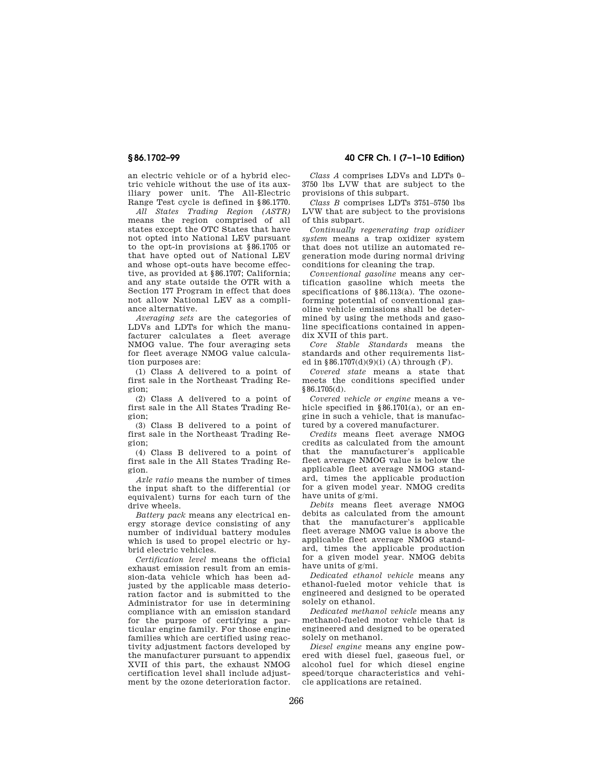an electric vehicle or of a hybrid electric vehicle without the use of its auxiliary power unit. The All-Electric Range Test cycle is defined in §86.1770.

*All States Trading Region (ASTR)* means the region comprised of all states except the OTC States that have not opted into National LEV pursuant to the opt-in provisions at §86.1705 or that have opted out of National LEV and whose opt-outs have become effective, as provided at §86.1707; California; and any state outside the OTR with a Section 177 Program in effect that does not allow National LEV as a compliance alternative.

*Averaging sets* are the categories of LDVs and LDTs for which the manufacturer calculates a fleet average NMOG value. The four averaging sets for fleet average NMOG value calculation purposes are:

(1) Class A delivered to a point of first sale in the Northeast Trading Region;

(2) Class A delivered to a point of first sale in the All States Trading Region;

(3) Class B delivered to a point of first sale in the Northeast Trading Region;

(4) Class B delivered to a point of first sale in the All States Trading Region.

*Axle ratio* means the number of times the input shaft to the differential (or equivalent) turns for each turn of the drive wheels.

*Battery pack* means any electrical energy storage device consisting of any number of individual battery modules which is used to propel electric or hybrid electric vehicles.

*Certification level* means the official exhaust emission result from an emission-data vehicle which has been adjusted by the applicable mass deterioration factor and is submitted to the Administrator for use in determining compliance with an emission standard for the purpose of certifying a particular engine family. For those engine families which are certified using reactivity adjustment factors developed by the manufacturer pursuant to appendix XVII of this part, the exhaust NMOG certification level shall include adjustment by the ozone deterioration factor.

*Class A* comprises LDVs and LDTs 0–3750 lbs LVW that are subject to the provisions of this subpart.

*Class B* comprises LDTs 3751–5750 lbs LVW that are subject to the provisions of this subpart.

*Continually regenerating trap oxidizer system* means a trap oxidizer system that does not utilize an automated regeneration mode during normal driving conditions for cleaning the trap.

*Conventional gasoline* means any certification gasoline which meets the specifications of §86.113(a). The ozone-forming potential of conventional gasoline vehicle emissions shall be determined by using the methods and gasoline specifications contained in appendix XVII of this part.

*Core Stable Standards* means the standards and other requirements listed in §86.1707(d)(9)(i) (A) through (F).

*Covered state* means a state that meets the conditions specified under §86.1705(d).

*Covered vehicle or engine* means a vehicle specified in §86.1701(a), or an engine in such a vehicle, that is manufactured by a covered manufacturer.

*Credits* means fleet average NMOG credits as calculated from the amount that the manufacturer's applicable fleet average NMOG value is below the applicable fleet average NMOG standard, times the applicable production for a given model year. NMOG credits have units of g/mi.

*Debits* means fleet average NMOG debits as calculated from the amount that the manufacturer's applicable fleet average NMOG value is above the applicable fleet average NMOG standard, times the applicable production for a given model year. NMOG debits have units of g/mi.

*Dedicated ethanol vehicle* means any ethanol-fueled motor vehicle that is engineered and designed to be operated solely on ethanol.

*Dedicated methanol vehicle* means any methanol-fueled motor vehicle that is engineered and designed to be operated solely on methanol.

*Diesel engine* means any engine powered with diesel fuel, gaseous fuel, or alcohol fuel for which diesel engine speed/torque characteristics and vehicle applications are retained.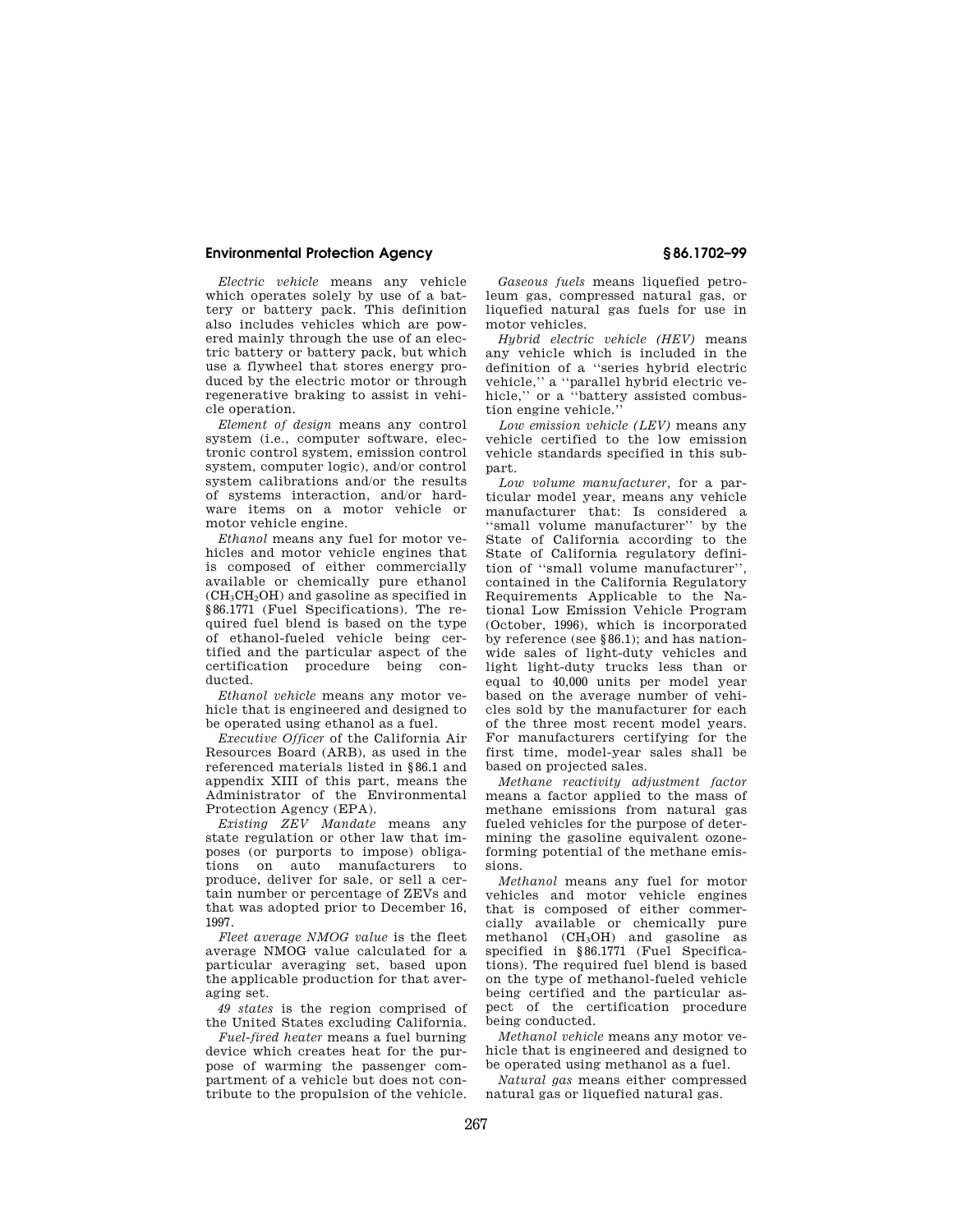*Electric vehicle* means any vehicle which operates solely by use of a battery or battery pack. This definition also includes vehicles which are powered mainly through the use of an electric battery or battery pack, but which use a flywheel that stores energy produced by the electric motor or through regenerative braking to assist in vehicle operation.

*Element of design* means any control system (i.e., computer software, electronic control system, emission control system, computer logic), and/or control system calibrations and/or the results of systems interaction, and/or hardware items on a motor vehicle or motor vehicle engine.

*Ethanol* means any fuel for motor vehicles and motor vehicle engines that is composed of either commercially available or chemically pure ethanol ($CH_3CH_2OH$) and gasoline as specified in §86.1771 (Fuel Specifications). The required fuel blend is based on the type of ethanol-fueled vehicle being certified and the particular aspect of the certification procedure being conducted.

*Ethanol vehicle* means any motor vehicle that is engineered and designed to be operated using ethanol as a fuel.

*Executive Officer* of the California Air Resources Board (ARB), as used in the referenced materials listed in §86.1 and appendix XIII of this part, means the Administrator of the Environmental Protection Agency (EPA).

*Existing ZEV Mandate* means any state regulation or other law that imposes (or purports to impose) obligations on auto manufacturers to produce, deliver for sale, or sell a certain number or percentage of ZEVs and that was adopted prior to December 16, 1997.

*Fleet average NMOG value* is the fleet average NMOG value calculated for a particular averaging set, based upon the applicable production for that averaging set.

*49 states* is the region comprised of the United States excluding California.

*Fuel-fired heater* means a fuel burning device which creates heat for the purpose of warming the passenger compartment of a vehicle but does not contribute to the propulsion of the vehicle.

*Gaseous fuels* means liquefied petroleum gas, compressed natural gas, or liquefied natural gas fuels for use in motor vehicles.

*Hybrid electric vehicle (HEV)* means any vehicle which is included in the definition of a "series hybrid electric vehicle," a "parallel hybrid electric vehicle," or a "battery assisted combustion engine vehicle."

*Low emission vehicle (LEV)* means any vehicle certified to the low emission vehicle standards specified in this subpart.

*Low volume manufacturer*, for a particular model year, means any vehicle manufacturer that: Is considered a "small volume manufacturer" by the State of California according to the State of California regulatory definition of "small volume manufacturer", contained in the California Regulatory Requirements Applicable to the National Low Emission Vehicle Program (October, 1996), which is incorporated by reference (see §86.1); and has nationwide sales of light-duty vehicles and light light-duty trucks less than or equal to 40,000 units per model year based on the average number of vehicles sold by the manufacturer for each of the three most recent model years. For manufacturers certifying for the first time, model-year sales shall be based on projected sales.

*Methane reactivity adjustment factor* means a factor applied to the mass of methane emissions from natural gas fueled vehicles for the purpose of determining the gasoline equivalent ozone-forming potential of the methane emissions.

*Methanol* means any fuel for motor vehicles and motor vehicle engines that is composed of either commercially available or chemically pure methanol ($CH_3OH$) and gasoline as specified in §86.1771 (Fuel Specifications). The required fuel blend is based on the type of methanol-fueled vehicle being certified and the particular aspect of the certification procedure being conducted.

*Methanol vehicle* means any motor vehicle that is engineered and designed to be operated using methanol as a fuel.

*Natural gas* means either compressed natural gas or liquefied natural gas.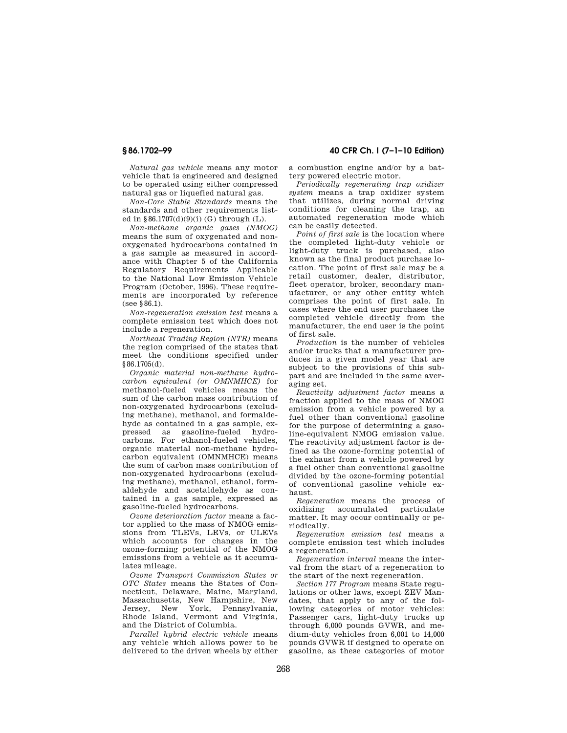*Natural gas vehicle* means any motor vehicle that is engineered and designed to be operated using either compressed natural gas or liquefied natural gas.

*Non-Core Stable Standards* means the standards and other requirements listed in §86.1707(d)(9)(i) (G) through (L).

*Non-methane organic gases (NMOG)* means the sum of oxygenated and non-oxygenated hydrocarbons contained in a gas sample as measured in accordance with Chapter 5 of the California Regulatory Requirements Applicable to the National Low Emission Vehicle Program (October, 1996). These requirements are incorporated by reference (see §86.1).

*Non-regeneration emission test* means a complete emission test which does not include a regeneration.

*Northeast Trading Region (NTR)* means the region comprised of the states that meet the conditions specified under §86.1705(d).

*Organic material non-methane hydrocarbon equivalent (or OMNMHCE)* for methanol-fueled vehicles means the sum of the carbon mass contribution of non-oxygenated hydrocarbons (excluding methane), methanol, and formaldehyde as contained in a gas sample, expressed as gasoline-fueled hydrocarbons. For ethanol-fueled vehicles, organic material non-methane hydrocarbon equivalent (OMNMHCE) means the sum of carbon mass contribution of non-oxygenated hydrocarbons (excluding methane), methanol, ethanol, formaldehyde and acetaldehyde as contained in a gas sample, expressed as gasoline-fueled hydrocarbons.

*Ozone deterioration factor* means a factor applied to the mass of NMOG emissions from TLEVs, LEVs, or ULEVs which accounts for changes in the ozone-forming potential of the NMOG emissions from a vehicle as it accumulates mileage.

*Ozone Transport Commission States or OTC States* means the States of Connecticut, Delaware, Maine, Maryland, Massachusetts, New Hampshire, New Jersey, New York, Pennsylvania, Rhode Island, Vermont and Virginia, and the District of Columbia.

*Parallel hybrid electric vehicle* means any vehicle which allows power to be delivered to the driven wheels by either a combustion engine and/or by a battery powered electric motor.

*Periodically regenerating trap oxidizer system* means a trap oxidizer system that utilizes, during normal driving conditions for cleaning the trap, an automated regeneration mode which can be easily detected.

*Point of first sale* is the location where the completed light-duty vehicle or light-duty truck is purchased, also known as the final product purchase location. The point of first sale may be a retail customer, dealer, distributor, fleet operator, broker, secondary manufacturer, or any other entity which comprises the point of first sale. In cases where the end user purchases the completed vehicle directly from the manufacturer, the end user is the point of first sale.

*Production* is the number of vehicles and/or trucks that a manufacturer produces in a given model year that are subject to the provisions of this subpart and are included in the same averaging set.

*Reactivity adjustment factor* means a fraction applied to the mass of NMOG emission from a vehicle powered by a fuel other than conventional gasoline for the purpose of determining a gasoline-equivalent NMOG emission value. The reactivity adjustment factor is defined as the ozone-forming potential of the exhaust from a vehicle powered by a fuel other than conventional gasoline divided by the ozone-forming potential of conventional gasoline vehicle exhaust.

*Regeneration* means the process of oxidizing accumulated particulate matter. It may occur continually or periodically.

*Regeneration emission test* means a complete emission test which includes a regeneration.

*Regeneration interval* means the interval from the start of a regeneration to the start of the next regeneration.

*Section 177 Program* means State regulations or other laws, except ZEV Mandates, that apply to any of the following categories of motor vehicles: Passenger cars, light-duty trucks up through 6,000 pounds GVWR, and medium-duty vehicles from 6,001 to 14,000 pounds GVWR if designed to operate on gasoline, as these categories of motor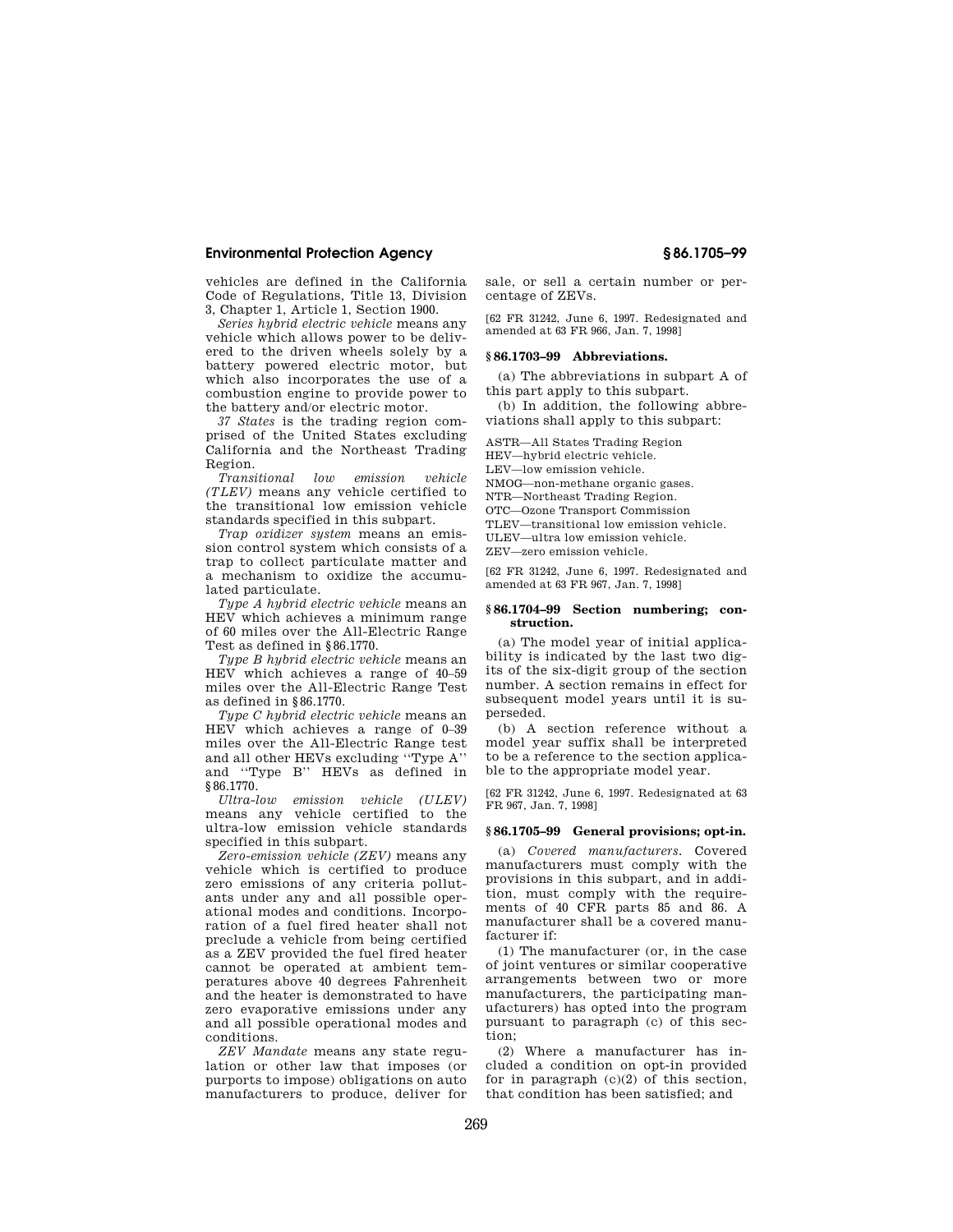vehicles are defined in the California Code of Regulations, Title 13, Division 3, Chapter 1, Article 1, Section 1900.

*Series hybrid electric vehicle* means any vehicle which allows power to be delivered to the driven wheels solely by a battery powered electric motor, but which also incorporates the use of a combustion engine to provide power to the battery and/or electric motor.

*37 States* is the trading region comprised of the United States excluding California and the Northeast Trading Region.

*Transitional low emission vehicle (TLEV)* means any vehicle certified to the transitional low emission vehicle standards specified in this subpart.

*Trap oxidizer system* means an emission control system which consists of a trap to collect particulate matter and a mechanism to oxidize the accumulated particulate.

*Type A hybrid electric vehicle* means an HEV which achieves a minimum range of 60 miles over the All-Electric Range Test as defined in §86.1770.

*Type B hybrid electric vehicle* means an HEV which achieves a range of 40–59 miles over the All-Electric Range Test as defined in §86.1770.

*Type C hybrid electric vehicle* means an HEV which achieves a range of 0–39 miles over the All-Electric Range test and all other HEVs excluding ''Type A'' and ''Type B'' HEVs as defined in §86.1770.

*Ultra-low emission vehicle (ULEV)* means any vehicle certified to the ultra-low emission vehicle standards specified in this subpart.

*Zero-emission vehicle (ZEV)* means any vehicle which is certified to produce zero emissions of any criteria pollutants under any and all possible operational modes and conditions. Incorporation of a fuel fired heater shall not preclude a vehicle from being certified as a ZEV provided the fuel fired heater cannot be operated at ambient temperatures above 40 degrees Fahrenheit and the heater is demonstrated to have zero evaporative emissions under any and all possible operational modes and conditions.

*ZEV Mandate* means any state regulation or other law that imposes (or purports to impose) obligations on auto manufacturers to produce, deliver for sale, or sell a certain number or percentage of ZEVs.

[62 FR 31242, June 6, 1997. Redesignated and amended at 63 FR 966, Jan. 7, 1998]

## §86.1703–99 Abbreviations.

(a) The abbreviations in subpart A of this part apply to this subpart.

(b) In addition, the following abbreviations shall apply to this subpart:

ASTR—All States Trading Region
HEV—hybrid electric vehicle.
LEV—low emission vehicle.
NMOG—non-methane organic gases.
NTR—Northeast Trading Region.
OTC—Ozone Transport Commission
TLEV—transitional low emission vehicle.
ULEV—ultra low emission vehicle.
ZEV—zero emission vehicle.

[62 FR 31242, June 6, 1997. Redesignated and amended at 63 FR 967, Jan. 7, 1998]

## §86.1704–99 Section numbering; construction.

(a) The model year of initial applicability is indicated by the last two digits of the six-digit group of the section number. A section remains in effect for subsequent model years until it is superseded.

(b) A section reference without a model year suffix shall be interpreted to be a reference to the section applicable to the appropriate model year.

[62 FR 31242, June 6, 1997. Redesignated at 63 FR 967, Jan. 7, 1998]

## §86.1705–99 General provisions; opt-in.

(a) *Covered manufacturers.* Covered manufacturers must comply with the provisions in this subpart, and in addition, must comply with the requirements of 40 CFR parts 85 and 86. A manufacturer shall be a covered manufacturer if:

(1) The manufacturer (or, in the case of joint ventures or similar cooperative arrangements between two or more manufacturers, the participating manufacturers) has opted into the program pursuant to paragraph (c) of this section;

(2) Where a manufacturer has included a condition on opt-in provided for in paragraph (c)(2) of this section, that condition has been satisfied; and